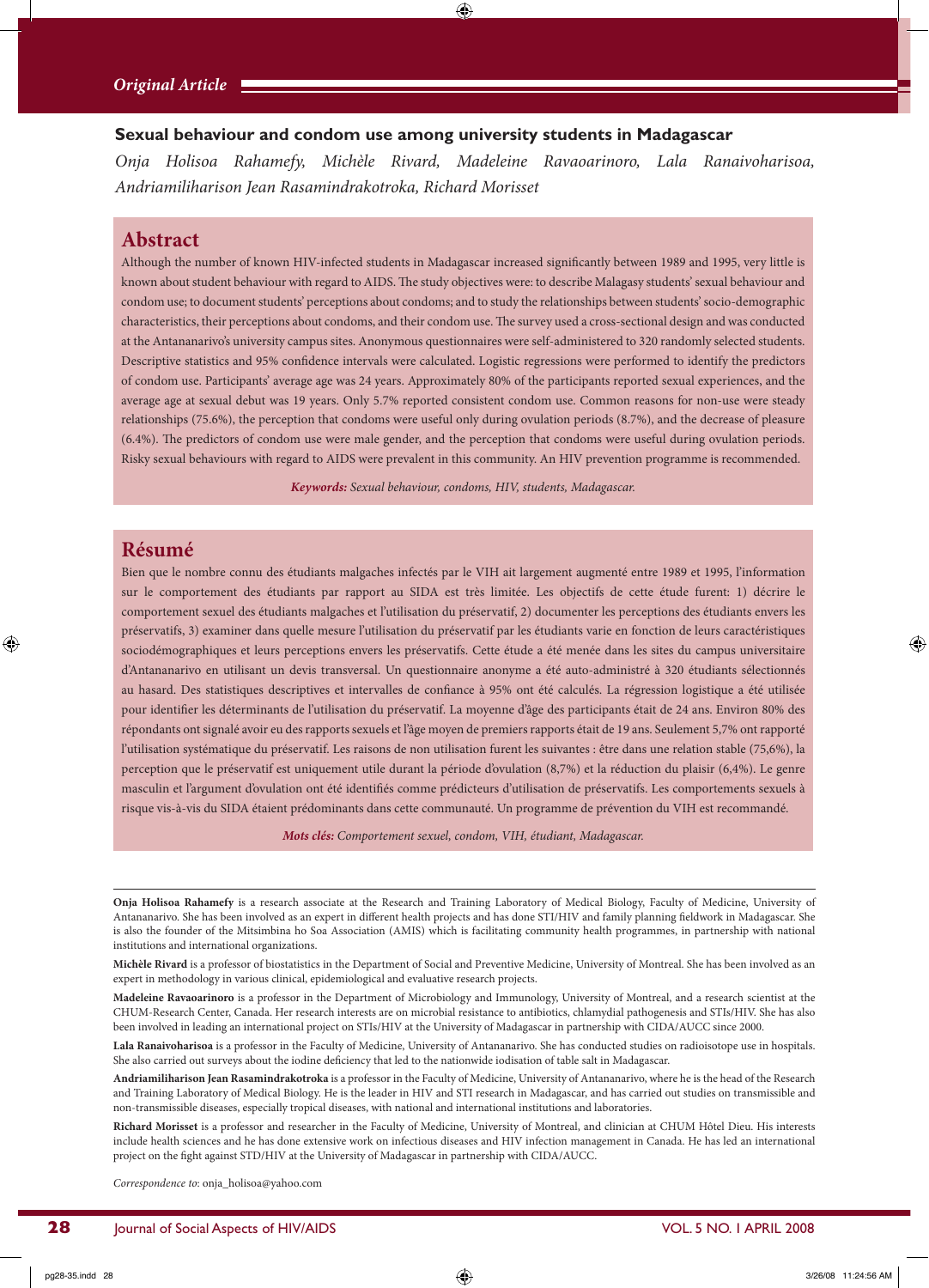*Original Article*

# Sexual behaviour and condom use among university students in Madagascar

*Onja Holisoa Rahamefy, Michèle Rivard, Madeleine Ravaoarinoro, Lala Ranaivoharisoa, Andriamiliharison Jean Rasamindrakotroka, Richard Morisset*

## Abstract

Although the number of known HIV-infected students in Madagascar increased significantly between 1989 and 1995, very little is known about student behaviour with regard to AIDS. The study objectives were: to describe Malagasy students' sexual behaviour and condom use; to document students' perceptions about condoms; and to study the relationships between students' socio-demographic characteristics, their perceptions about condoms, and their condom use. The survey used a cross-sectional design and was conducted at the Antananarivo's university campus sites. Anonymous questionnaires were self-administered to 320 randomly selected students. Descriptive statistics and 95% confidence intervals were calculated. Logistic regressions were performed to identify the predictors of condom use. Participants' average age was 24 years. Approximately 80% of the participants reported sexual experiences, and the average age at sexual debut was 19 years. Only 5.7% reported consistent condom use. Common reasons for non-use were steady relationships (75.6%), the perception that condoms were useful only during ovulation periods (8.7%), and the decrease of pleasure (6.4%). The predictors of condom use were male gender, and the perception that condoms were useful during ovulation periods. Risky sexual behaviours with regard to AIDS were prevalent in this community. An HIV prevention programme is recommended.

***Keywords:*** *Sexual behaviour, condoms, HIV, students, Madagascar.*

## Résumé

Bien que le nombre connu des étudiants malgaches infectés par le VIH ait largement augmenté entre 1989 et 1995, l'information sur le comportement des étudiants par rapport au SIDA est très limitée. Les objectifs de cette étude furent: 1) décrire le comportement sexuel des étudiants malgaches et l'utilisation du préservatif, 2) documenter les perceptions des étudiants envers les préservatifs, 3) examiner dans quelle mesure l'utilisation du préservatif par les étudiants varie en fonction de leurs caractéristiques sociodémographiques et leurs perceptions envers les préservatifs. Cette étude a été menée dans les sites du campus universitaire d'Antananarivo en utilisant un devis transversal. Un questionnaire anonyme a été auto-administré à 320 étudiants sélectionnés au hasard. Des statistiques descriptives et intervalles de confiance à 95% ont été calculés. La régression logistique a été utilisée pour identifier les déterminants de l'utilisation du préservatif. La moyenne d'âge des participants était de 24 ans. Environ 80% des répondants ont signalé avoir eu des rapports sexuels et l'âge moyen de premiers rapports était de 19 ans. Seulement 5,7% ont rapporté l'utilisation systématique du préservatif. Les raisons de non utilisation furent les suivantes : être dans une relation stable (75,6%), la perception que le préservatif est uniquement utile durant la période d'ovulation (8,7%) et la réduction du plaisir (6,4%). Le genre masculin et l'argument d'ovulation ont été identifiés comme prédicteurs d'utilisation de préservatifs. Les comportements sexuels à risque vis-à-vis du SIDA étaient prédominants dans cette communauté. Un programme de prévention du VIH est recommandé.

***Mots clés:*** *Comportement sexuel, condom, VIH, étudiant, Madagascar.*

---

**Onja Holisoa Rahamefy** is a research associate at the Research and Training Laboratory of Medical Biology, Faculty of Medicine, University of Antananarivo. She has been involved as an expert in different health projects and has done STI/HIV and family planning fieldwork in Madagascar. She is also the founder of the Mitsimbina ho Soa Association (AMIS) which is facilitating community health programmes, in partnership with national institutions and international organizations.

**Michèle Rivard** is a professor of biostatistics in the Department of Social and Preventive Medicine, University of Montreal. She has been involved as an expert in methodology in various clinical, epidemiological and evaluative research projects.

**Madeleine Ravaoarinoro** is a professor in the Department of Microbiology and Immunology, University of Montreal, and a research scientist at the CHUM-Research Center, Canada. Her research interests are on microbial resistance to antibiotics, chlamydial pathogenesis and STIs/HIV. She has also been involved in leading an international project on STIs/HIV at the University of Madagascar in partnership with CIDA/AUCC since 2000.

**Lala Ranaivoharisoa** is a professor in the Faculty of Medicine, University of Antananarivo. She has conducted studies on radioisotope use in hospitals. She also carried out surveys about the iodine deficiency that led to the nationwide iodisation of table salt in Madagascar.

**Andriamiliharison Jean Rasamindrakotroka** is a professor in the Faculty of Medicine, University of Antananarivo, where he is the head of the Research and Training Laboratory of Medical Biology. He is the leader in HIV and STI research in Madagascar, and has carried out studies on transmissible and non-transmissible diseases, especially tropical diseases, with national and international institutions and laboratories.

**Richard Morisset** is a professor and researcher in the Faculty of Medicine, University of Montreal, and clinician at CHUM Hôtel Dieu. His interests include health sciences and he has done extensive work on infectious diseases and HIV infection management in Canada. He has led an international project on the fight against STD/HIV at the University of Madagascar in partnership with CIDA/AUCC.

*Correspondence to*: onja_holisoa@yahoo.com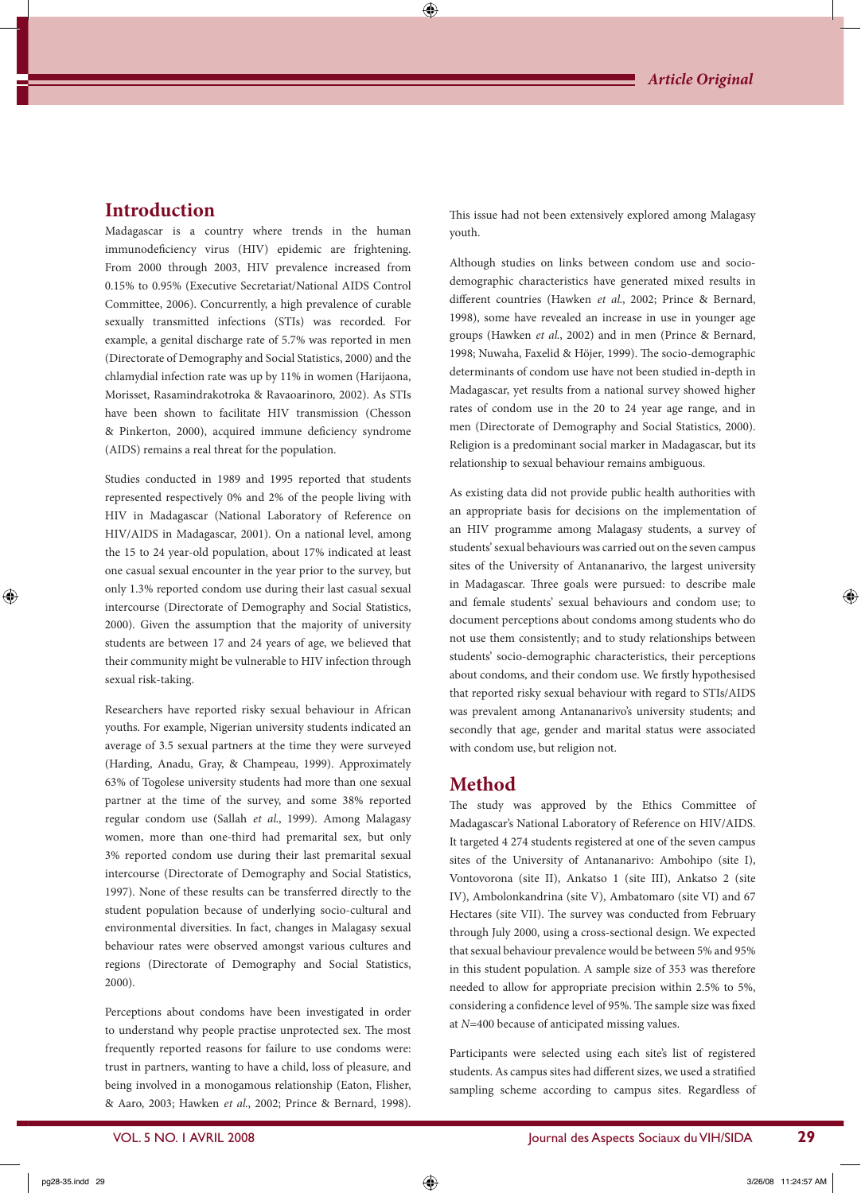## Introduction

Madagascar is a country where trends in the human immunodeficiency virus (HIV) epidemic are frightening. From 2000 through 2003, HIV prevalence increased from 0.15% to 0.95% (Executive Secretariat/National AIDS Control Committee, 2006). Concurrently, a high prevalence of curable sexually transmitted infections (STIs) was recorded. For example, a genital discharge rate of 5.7% was reported in men (Directorate of Demography and Social Statistics, 2000) and the chlamydial infection rate was up by 11% in women (Harijaona, Morisset, Rasamindrakotroka & Ravaoarinoro, 2002). As STIs have been shown to facilitate HIV transmission (Chesson & Pinkerton, 2000), acquired immune deficiency syndrome (AIDS) remains a real threat for the population.

Studies conducted in 1989 and 1995 reported that students represented respectively 0% and 2% of the people living with HIV in Madagascar (National Laboratory of Reference on HIV/AIDS in Madagascar, 2001). On a national level, among the 15 to 24 year-old population, about 17% indicated at least one casual sexual encounter in the year prior to the survey, but only 1.3% reported condom use during their last casual sexual intercourse (Directorate of Demography and Social Statistics, 2000). Given the assumption that the majority of university students are between 17 and 24 years of age, we believed that their community might be vulnerable to HIV infection through sexual risk-taking.

Researchers have reported risky sexual behaviour in African youths. For example, Nigerian university students indicated an average of 3.5 sexual partners at the time they were surveyed (Harding, Anadu, Gray, & Champeau, 1999). Approximately 63% of Togolese university students had more than one sexual partner at the time of the survey, and some 38% reported regular condom use (Sallah *et al.*, 1999). Among Malagasy women, more than one-third had premarital sex, but only 3% reported condom use during their last premarital sexual intercourse (Directorate of Demography and Social Statistics, 1997). None of these results can be transferred directly to the student population because of underlying socio-cultural and environmental diversities. In fact, changes in Malagasy sexual behaviour rates were observed amongst various cultures and regions (Directorate of Demography and Social Statistics, 2000).

Perceptions about condoms have been investigated in order to understand why people practise unprotected sex. The most frequently reported reasons for failure to use condoms were: trust in partners, wanting to have a child, loss of pleasure, and being involved in a monogamous relationship (Eaton, Flisher, & Aaro, 2003; Hawken *et al.*, 2002; Prince & Bernard, 1998). This issue had not been extensively explored among Malagasy youth.

Although studies on links between condom use and socio-demographic characteristics have generated mixed results in different countries (Hawken *et al.*, 2002; Prince & Bernard, 1998), some have revealed an increase in use in younger age groups (Hawken *et al.*, 2002) and in men (Prince & Bernard, 1998; Nuwaha, Faxelid & Höjer, 1999). The socio-demographic determinants of condom use have not been studied in-depth in Madagascar, yet results from a national survey showed higher rates of condom use in the 20 to 24 year age range, and in men (Directorate of Demography and Social Statistics, 2000). Religion is a predominant social marker in Madagascar, but its relationship to sexual behaviour remains ambiguous.

As existing data did not provide public health authorities with an appropriate basis for decisions on the implementation of an HIV programme among Malagasy students, a survey of students' sexual behaviours was carried out on the seven campus sites of the University of Antananarivo, the largest university in Madagascar. Three goals were pursued: to describe male and female students' sexual behaviours and condom use; to document perceptions about condoms among students who do not use them consistently; and to study relationships between students' socio-demographic characteristics, their perceptions about condoms, and their condom use. We firstly hypothesised that reported risky sexual behaviour with regard to STIs/AIDS was prevalent among Antananarivo's university students; and secondly that age, gender and marital status were associated with condom use, but religion not.

## Method

The study was approved by the Ethics Committee of Madagascar's National Laboratory of Reference on HIV/AIDS. It targeted 4 274 students registered at one of the seven campus sites of the University of Antananarivo: Ambohipo (site I), Vontovorona (site II), Ankatso 1 (site III), Ankatso 2 (site IV), Ambolonkandrina (site V), Ambatomaro (site VI) and 67 Hectares (site VII). The survey was conducted from February through July 2000, using a cross-sectional design. We expected that sexual behaviour prevalence would be between 5% and 95% in this student population. A sample size of 353 was therefore needed to allow for appropriate precision within 2.5% to 5%, considering a confidence level of 95%. The sample size was fixed at $N$=400 because of anticipated missing values.

Participants were selected using each site's list of registered students. As campus sites had different sizes, we used a stratified sampling scheme according to campus sites. Regardless of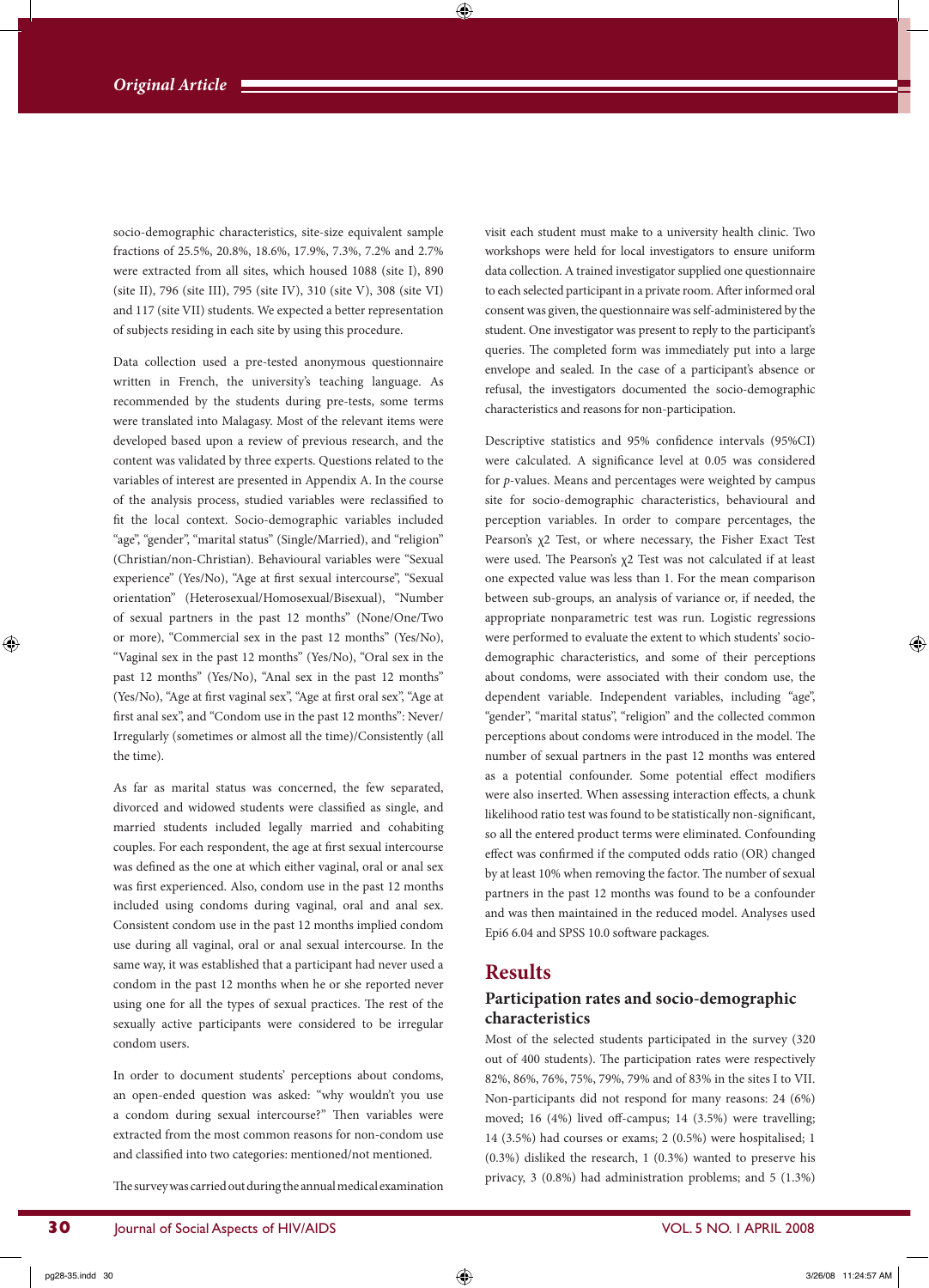socio-demographic characteristics, site-size equivalent sample fractions of 25.5%, 20.8%, 18.6%, 17.9%, 7.3%, 7.2% and 2.7% were extracted from all sites, which housed 1088 (site I), 890 (site II), 796 (site III), 795 (site IV), 310 (site V), 308 (site VI) and 117 (site VII) students. We expected a better representation of subjects residing in each site by using this procedure.

Data collection used a pre-tested anonymous questionnaire written in French, the university's teaching language. As recommended by the students during pre-tests, some terms were translated into Malagasy. Most of the relevant items were developed based upon a review of previous research, and the content was validated by three experts. Questions related to the variables of interest are presented in Appendix A. In the course of the analysis process, studied variables were reclassified to fit the local context. Socio-demographic variables included "age", "gender", "marital status" (Single/Married), and "religion" (Christian/non-Christian). Behavioural variables were "Sexual experience" (Yes/No), "Age at first sexual intercourse", "Sexual orientation" (Heterosexual/Homosexual/Bisexual), "Number of sexual partners in the past 12 months" (None/One/Two or more), "Commercial sex in the past 12 months" (Yes/No), "Vaginal sex in the past 12 months" (Yes/No), "Oral sex in the past 12 months" (Yes/No), "Anal sex in the past 12 months" (Yes/No), "Age at first vaginal sex", "Age at first oral sex", "Age at first anal sex", and "Condom use in the past 12 months": Never/Irregularly (sometimes or almost all the time)/Consistently (all the time).

As far as marital status was concerned, the few separated, divorced and widowed students were classified as single, and married students included legally married and cohabiting couples. For each respondent, the age at first sexual intercourse was defined as the one at which either vaginal, oral or anal sex was first experienced. Also, condom use in the past 12 months included using condoms during vaginal, oral and anal sex. Consistent condom use in the past 12 months implied condom use during all vaginal, oral or anal sexual intercourse. In the same way, it was established that a participant had never used a condom in the past 12 months when he or she reported never using one for all the types of sexual practices. The rest of the sexually active participants were considered to be irregular condom users.

In order to document students' perceptions about condoms, an open-ended question was asked: "why wouldn't you use a condom during sexual intercourse?" Then variables were extracted from the most common reasons for non-condom use and classified into two categories: mentioned/not mentioned.

The survey was carried out during the annual medical examination visit each student must make to a university health clinic. Two workshops were held for local investigators to ensure uniform data collection. A trained investigator supplied one questionnaire to each selected participant in a private room. After informed oral consent was given, the questionnaire was self-administered by the student. One investigator was present to reply to the participant's queries. The completed form was immediately put into a large envelope and sealed. In the case of a participant's absence or refusal, the investigators documented the socio-demographic characteristics and reasons for non-participation.

Descriptive statistics and 95% confidence intervals (95%CI) were calculated. A significance level at 0.05 was considered for *p*-values. Means and percentages were weighted by campus site for socio-demographic characteristics, behavioural and perception variables. In order to compare percentages, the Pearson's $\chi2$ Test, or where necessary, the Fisher Exact Test were used. The Pearson's $\chi2$ Test was not calculated if at least one expected value was less than 1. For the mean comparison between sub-groups, an analysis of variance or, if needed, the appropriate nonparametric test was run. Logistic regressions were performed to evaluate the extent to which students' socio-demographic characteristics, and some of their perceptions about condoms, were associated with their condom use, the dependent variable. Independent variables, including "age", "gender", "marital status", "religion" and the collected common perceptions about condoms were introduced in the model. The number of sexual partners in the past 12 months was entered as a potential confounder. Some potential effect modifiers were also inserted. When assessing interaction effects, a chunk likelihood ratio test was found to be statistically non-significant, so all the entered product terms were eliminated. Confounding effect was confirmed if the computed odds ratio (OR) changed by at least 10% when removing the factor. The number of sexual partners in the past 12 months was found to be a confounder and was then maintained in the reduced model. Analyses used Epi6 6.04 and SPSS 10.0 software packages.

# Results

## Participation rates and socio-demographic characteristics

Most of the selected students participated in the survey (320 out of 400 students). The participation rates were respectively 82%, 86%, 76%, 75%, 79%, 79% and of 83% in the sites I to VII. Non-participants did not respond for many reasons: 24 (6%) moved; 16 (4%) lived off-campus; 14 (3.5%) were travelling; 14 (3.5%) had courses or exams; 2 (0.5%) were hospitalised; 1 (0.3%) disliked the research, 1 (0.3%) wanted to preserve his privacy, 3 (0.8%) had administration problems; and 5 (1.3%)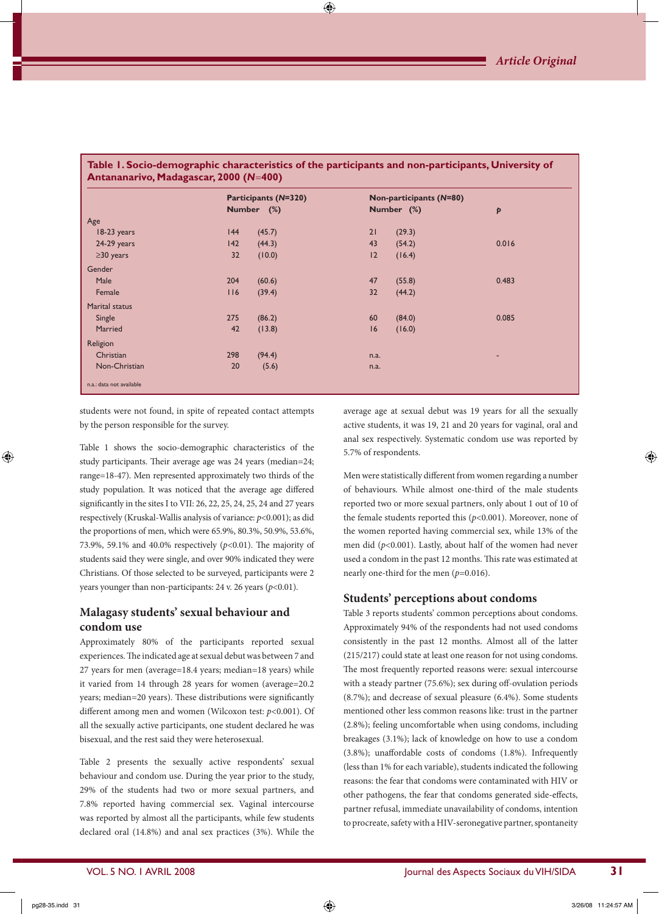**Table 1. Socio-demographic characteristics of the participants and non-participants, University of Antananarivo, Madagascar, 2000 (*N*=400)**

| | Participants (*N*=320) | | Non-participants (*N*=80) | | |
|---|---|---|---|---|---|
| | Number | (%) | Number | (%) | *p* |
| Age | | | | | |
| 18-23 years | 144 | (45.7) | 21 | (29.3) | |
| 24-29 years | 142 | (44.3) | 43 | (54.2) | 0.016 |
| ≥30 years | 32 | (10.0) | 12 | (16.4) | |
| Gender | | | | | |
| Male | 204 | (60.6) | 47 | (55.8) | 0.483 |
| Female | 116 | (39.4) | 32 | (44.2) | |
| Marital status | | | | | |
| Single | 275 | (86.2) | 60 | (84.0) | 0.085 |
| Married | 42 | (13.8) | 16 | (16.0) | |
| Religion | | | | | |
| Christian | 298 | (94.4) | n.a. | | - |
| Non-Christian | 20 | (5.6) | n.a. | | |

n.a.: data not available

students were not found, in spite of repeated contact attempts by the person responsible for the survey.

Table 1 shows the socio-demographic characteristics of the study participants. Their average age was 24 years (median=24; range=18-47). Men represented approximately two thirds of the study population. It was noticed that the average age differed significantly in the sites I to VII: 26, 22, 25, 24, 25, 24 and 27 years respectively (Kruskal-Wallis analysis of variance: $p<0.001$); as did the proportions of men, which were 65.9%, 80.3%, 50.9%, 53.6%, 73.9%, 59.1% and 40.0% respectively ($p<0.01$). The majority of students said they were single, and over 90% indicated they were Christians. Of those selected to be surveyed, participants were 2 years younger than non-participants: 24 v. 26 years ($p<0.01$).

## Malagasy students' sexual behaviour and condom use

Approximately 80% of the participants reported sexual experiences. The indicated age at sexual debut was between 7 and 27 years for men (average=18.4 years; median=18 years) while it varied from 14 through 28 years for women (average=20.2 years; median=20 years). These distributions were significantly different among men and women (Wilcoxon test: $p<0.001$). Of all the sexually active participants, one student declared he was bisexual, and the rest said they were heterosexual.

Table 2 presents the sexually active respondents' sexual behaviour and condom use. During the year prior to the study, 29% of the students had two or more sexual partners, and 7.8% reported having commercial sex. Vaginal intercourse was reported by almost all the participants, while few students declared oral (14.8%) and anal sex practices (3%). While the average age at sexual debut was 19 years for all the sexually active students, it was 19, 21 and 20 years for vaginal, oral and anal sex respectively. Systematic condom use was reported by 5.7% of respondents.

Men were statistically different from women regarding a number of behaviours. While almost one-third of the male students reported two or more sexual partners, only about 1 out of 10 of the female students reported this ($p<0.001$). Moreover, none of the women reported having commercial sex, while 13% of the men did ($p<0.001$). Lastly, about half of the women had never used a condom in the past 12 months. This rate was estimated at nearly one-third for the men ($p=0.016$).

## Students' perceptions about condoms

Table 3 reports students' common perceptions about condoms. Approximately 94% of the respondents had not used condoms consistently in the past 12 months. Almost all of the latter (215/217) could state at least one reason for not using condoms. The most frequently reported reasons were: sexual intercourse with a steady partner (75.6%); sex during off-ovulation periods (8.7%); and decrease of sexual pleasure (6.4%). Some students mentioned other less common reasons like: trust in the partner (2.8%); feeling uncomfortable when using condoms, including breakages (3.1%); lack of knowledge on how to use a condom (3.8%); unaffordable costs of condoms (1.8%). Infrequently (less than 1% for each variable), students indicated the following reasons: the fear that condoms were contaminated with HIV or other pathogens, the fear that condoms generated side-effects, partner refusal, immediate unavailability of condoms, intention to procreate, safety with a HIV-seronegative partner, spontaneity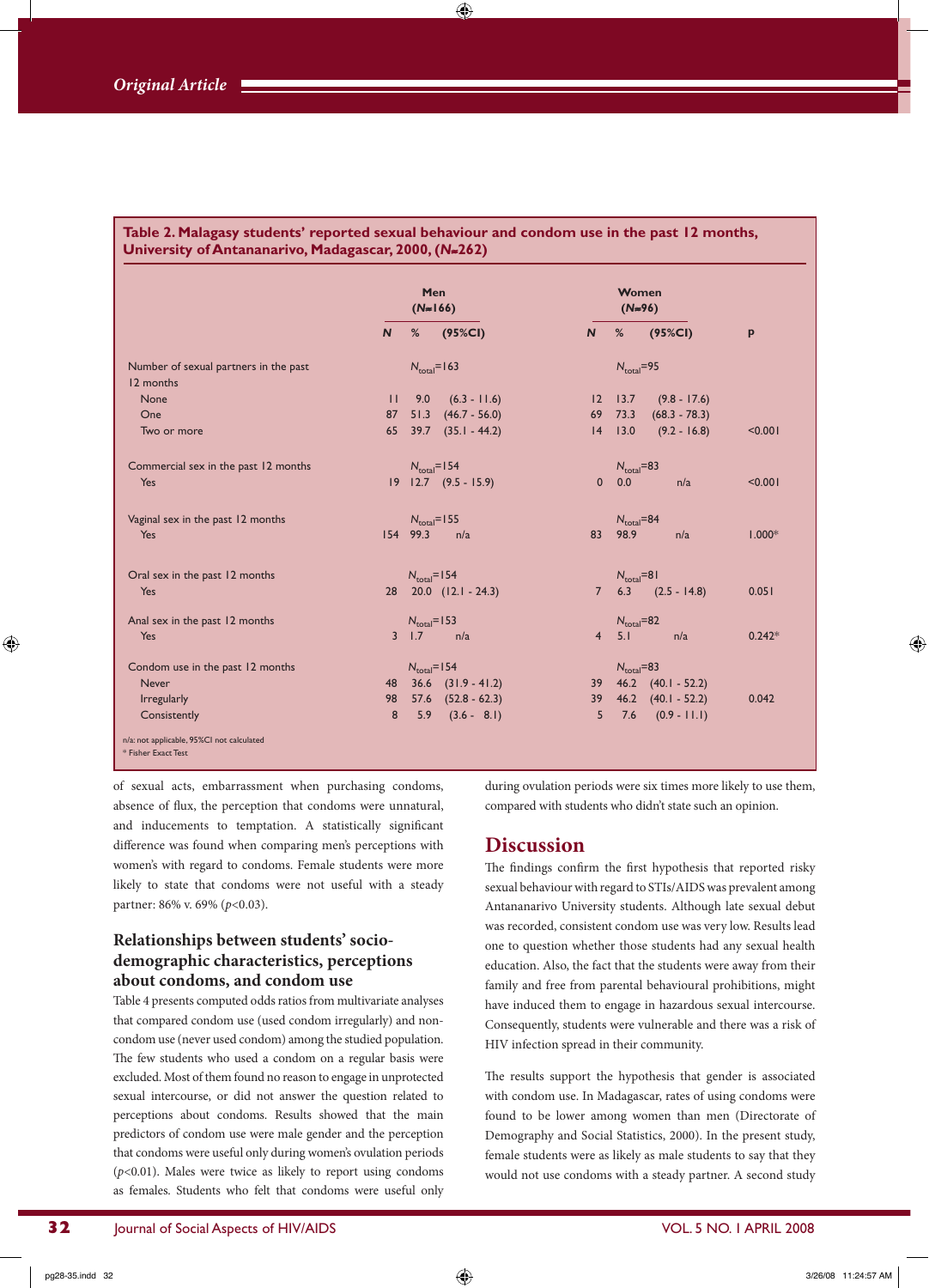**Table 2. Malagasy students' reported sexual behaviour and condom use in the past 12 months, University of Antananarivo, Madagascar, 2000, (*N*=262)**

| | Men (*N*=166) | | | Women (*N*=96) | | | |
|---|---|---|---|---|---|---|---|
| | *N* | % | (95%CI) | *N* | % | (95%CI) | p |
| Number of sexual partners in the past 12 months | $N_{total}$=163 | | | $N_{total}$=95 | | | |
| None | 11 | 9.0 | (6.3 - 11.6) | 12 | 13.7 | (9.8 - 17.6) | |
| One | 87 | 51.3 | (46.7 - 56.0) | 69 | 73.3 | (68.3 - 78.3) | |
| Two or more | 65 | 39.7 | (35.1 - 44.2) | 14 | 13.0 | (9.2 - 16.8) | <0.001 |
| Commercial sex in the past 12 months | $N_{total}$=154 | | | $N_{total}$=83 | | | |
| Yes | 19 | 12.7 | (9.5 - 15.9) | 0 | 0.0 | n/a | <0.001 |
| Vaginal sex in the past 12 months | $N_{total}$=155 | | | $N_{total}$=84 | | | |
| Yes | 154 | 99.3 | n/a | 83 | 98.9 | n/a | 1.000* |
| Oral sex in the past 12 months | $N_{total}$=154 | | | $N_{total}$=81 | | | |
| Yes | 28 | 20.0 | (12.1 - 24.3) | 7 | 6.3 | (2.5 - 14.8) | 0.051 |
| Anal sex in the past 12 months | $N_{total}$=153 | | | $N_{total}$=82 | | | |
| Yes | 3 | 1.7 | n/a | 4 | 5.1 | n/a | 0.242* |
| Condom use in the past 12 months | $N_{total}$=154 | | | $N_{total}$=83 | | | |
| Never | 48 | 36.6 | (31.9 - 41.2) | 39 | 46.2 | (40.1 - 52.2) | |
| Irregularly | 98 | 57.6 | (52.8 - 62.3) | 39 | 46.2 | (40.1 - 52.2) | 0.042 |
| Consistently | 8 | 5.9 | (3.6 - 8.1) | 5 | 7.6 | (0.9 - 11.1) | |

n/a: not applicable, 95%CI not calculated
\* Fisher Exact Test

of sexual acts, embarrassment when purchasing condoms, absence of flux, the perception that condoms were unnatural, and inducements to temptation. A statistically significant difference was found when comparing men's perceptions with women's with regard to condoms. Female students were more likely to state that condoms were not useful with a steady partner: 86% v. 69% ($p$<0.03).

## Relationships between students' socio-demographic characteristics, perceptions about condoms, and condom use

Table 4 presents computed odds ratios from multivariate analyses that compared condom use (used condom irregularly) and non-condom use (never used condom) among the studied population. The few students who used a condom on a regular basis were excluded. Most of them found no reason to engage in unprotected sexual intercourse, or did not answer the question related to perceptions about condoms. Results showed that the main predictors of condom use were male gender and the perception that condoms were useful only during women's ovulation periods ($p$<0.01). Males were twice as likely to report using condoms as females. Students who felt that condoms were useful only during ovulation periods were six times more likely to use them, compared with students who didn't state such an opinion.

# Discussion

The findings confirm the first hypothesis that reported risky sexual behaviour with regard to STIs/AIDS was prevalent among Antananarivo University students. Although late sexual debut was recorded, consistent condom use was very low. Results lead one to question whether those students had any sexual health education. Also, the fact that the students were away from their family and free from parental behavioural prohibitions, might have induced them to engage in hazardous sexual intercourse. Consequently, students were vulnerable and there was a risk of HIV infection spread in their community.

The results support the hypothesis that gender is associated with condom use. In Madagascar, rates of using condoms were found to be lower among women than men (Directorate of Demography and Social Statistics, 2000). In the present study, female students were as likely as male students to say that they would not use condoms with a steady partner. A second study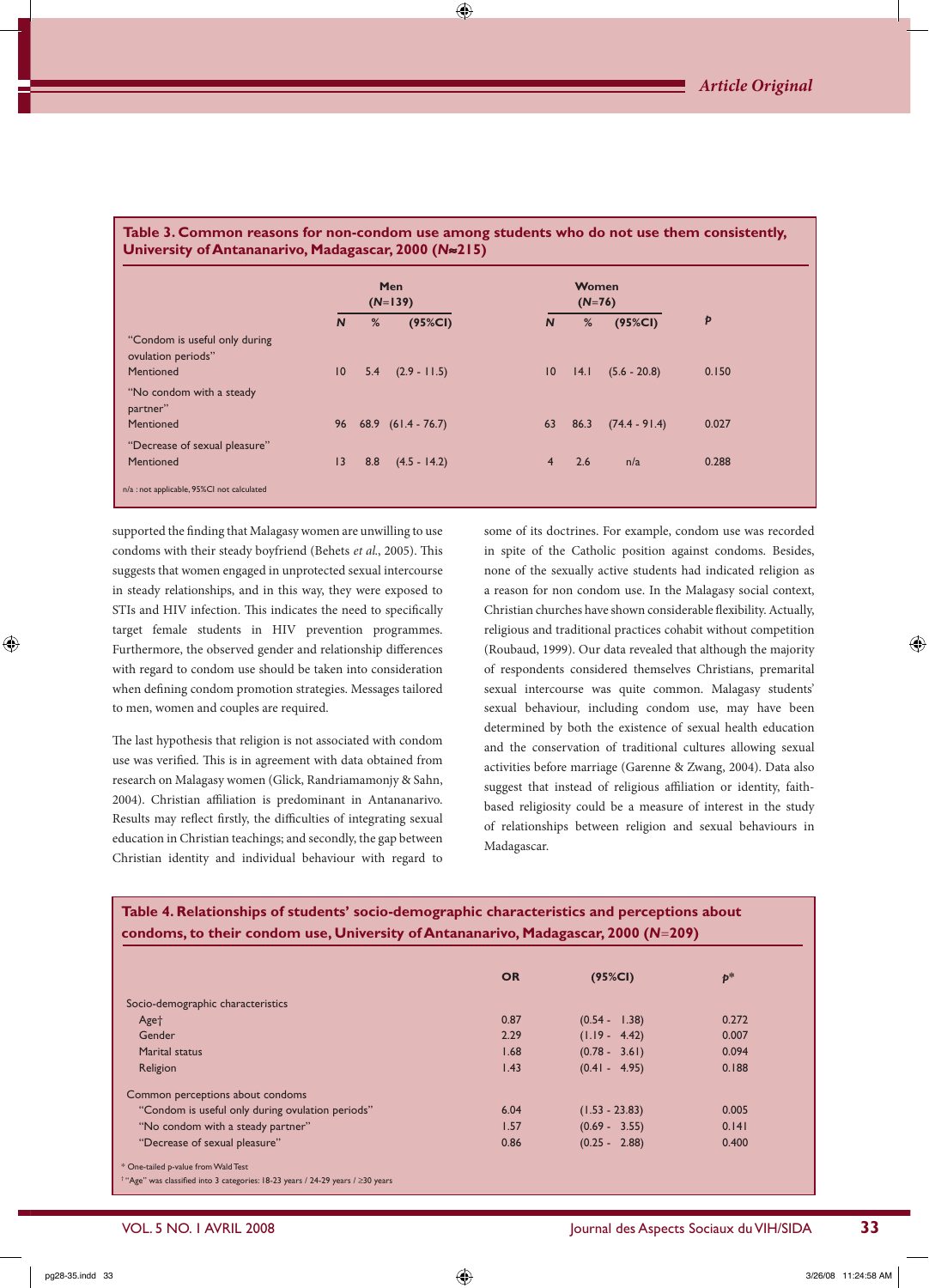**Table 3. Common reasons for non-condom use among students who do not use them consistently, University of Antananarivo, Madagascar, 2000 (*N*≈215)**

| | Men (*N*=139) | | | Women (*N*=76) | | | |
|---|---|---|---|---|---|---|---|
| | ***N*** | **%** | **(95%CI)** | ***N*** | **%** | **(95%CI)** | ***p*** |
| "Condom is useful only during ovulation periods" | | | | | | | |
| Mentioned | 10 | 5.4 | (2.9 - 11.5) | 10 | 14.1 | (5.6 - 20.8) | 0.150 |
| "No condom with a steady partner" | | | | | | | |
| Mentioned | 96 | 68.9 | (61.4 - 76.7) | 63 | 86.3 | (74.4 - 91.4) | 0.027 |
| "Decrease of sexual pleasure" | | | | | | | |
| Mentioned | 13 | 8.8 | (4.5 - 14.2) | 4 | 2.6 | n/a | 0.288 |

n/a : not applicable, 95%CI not calculated

supported the finding that Malagasy women are unwilling to use condoms with their steady boyfriend (Behets *et al.*, 2005). This suggests that women engaged in unprotected sexual intercourse in steady relationships, and in this way, they were exposed to STIs and HIV infection. This indicates the need to specifically target female students in HIV prevention programmes. Furthermore, the observed gender and relationship differences with regard to condom use should be taken into consideration when defining condom promotion strategies. Messages tailored to men, women and couples are required.

The last hypothesis that religion is not associated with condom use was verified. This is in agreement with data obtained from research on Malagasy women (Glick, Randriamamonjy & Sahn, 2004). Christian affiliation is predominant in Antananarivo. Results may reflect firstly, the difficulties of integrating sexual education in Christian teachings; and secondly, the gap between Christian identity and individual behaviour with regard to some of its doctrines. For example, condom use was recorded in spite of the Catholic position against condoms. Besides, none of the sexually active students had indicated religion as a reason for non condom use. In the Malagasy social context, Christian churches have shown considerable flexibility. Actually, religious and traditional practices cohabit without competition (Roubaud, 1999). Our data revealed that although the majority of respondents considered themselves Christians, premarital sexual intercourse was quite common. Malagasy students' sexual behaviour, including condom use, may have been determined by both the existence of sexual health education and the conservation of traditional cultures allowing sexual activities before marriage (Garenne & Zwang, 2004). Data also suggest that instead of religious affiliation or identity, faith-based religiosity could be a measure of interest in the study of relationships between religion and sexual behaviours in Madagascar.

**Table 4. Relationships of students' socio-demographic characteristics and perceptions about condoms, to their condom use, University of Antananarivo, Madagascar, 2000 (*N*=209)**

| | **OR** | **(95%CI)** | ***p**** |
|---|---|---|---|
| Socio-demographic characteristics | | | |
| Age† | 0.87 | (0.54 - 1.38) | 0.272 |
| Gender | 2.29 | (1.19 - 4.42) | 0.007 |
| Marital status | 1.68 | (0.78 - 3.61) | 0.094 |
| Religion | 1.43 | (0.41 - 4.95) | 0.188 |
| Common perceptions about condoms | | | |
| "Condom is useful only during ovulation periods" | 6.04 | (1.53 - 23.83) | 0.005 |
| "No condom with a steady partner" | 1.57 | (0.69 - 3.55) | 0.141 |
| "Decrease of sexual pleasure" | 0.86 | (0.25 - 2.88) | 0.400 |

\* One-tailed p-value from Wald Test
† "Age" was classified into 3 categories: 18-23 years / 24-29 years / ≥30 years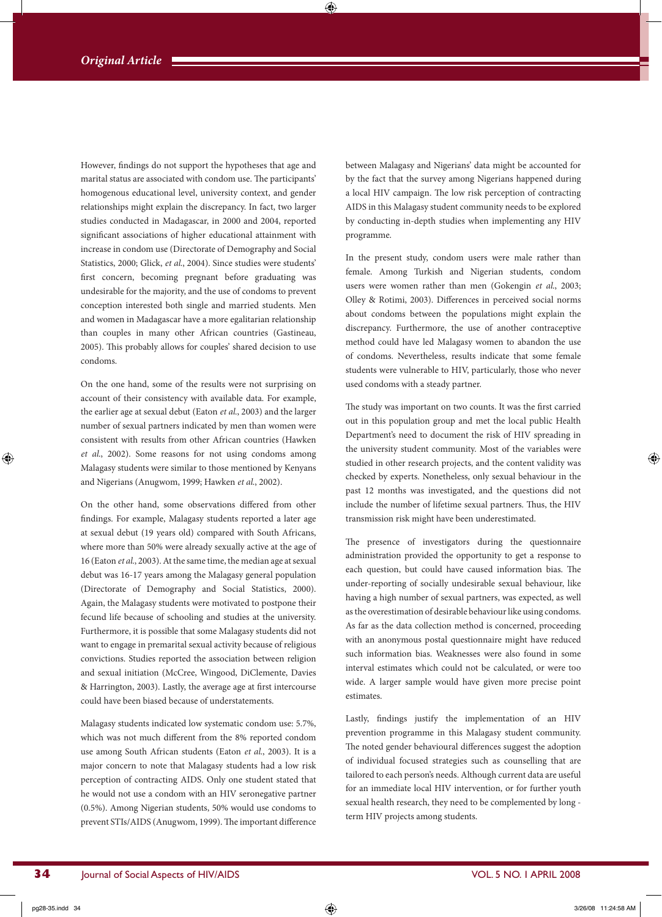However, findings do not support the hypotheses that age and marital status are associated with condom use. The participants' homogenous educational level, university context, and gender relationships might explain the discrepancy. In fact, two larger studies conducted in Madagascar, in 2000 and 2004, reported significant associations of higher educational attainment with increase in condom use (Directorate of Demography and Social Statistics, 2000; Glick, *et al*., 2004). Since studies were students' first concern, becoming pregnant before graduating was undesirable for the majority, and the use of condoms to prevent conception interested both single and married students. Men and women in Madagascar have a more egalitarian relationship than couples in many other African countries (Gastineau, 2005). This probably allows for couples' shared decision to use condoms.

On the one hand, some of the results were not surprising on account of their consistency with available data. For example, the earlier age at sexual debut (Eaton *et al*., 2003) and the larger number of sexual partners indicated by men than women were consistent with results from other African countries (Hawken *et al*., 2002). Some reasons for not using condoms among Malagasy students were similar to those mentioned by Kenyans and Nigerians (Anugwom, 1999; Hawken *et al*., 2002).

On the other hand, some observations differed from other findings. For example, Malagasy students reported a later age at sexual debut (19 years old) compared with South Africans, where more than 50% were already sexually active at the age of 16 (Eaton *et al*., 2003). At the same time, the median age at sexual debut was 16-17 years among the Malagasy general population (Directorate of Demography and Social Statistics, 2000). Again, the Malagasy students were motivated to postpone their fecund life because of schooling and studies at the university. Furthermore, it is possible that some Malagasy students did not want to engage in premarital sexual activity because of religious convictions. Studies reported the association between religion and sexual initiation (McCree, Wingood, DiClemente, Davies & Harrington, 2003). Lastly, the average age at first intercourse could have been biased because of understatements.

Malagasy students indicated low systematic condom use: 5.7%, which was not much different from the 8% reported condom use among South African students (Eaton *et al*., 2003). It is a major concern to note that Malagasy students had a low risk perception of contracting AIDS. Only one student stated that he would not use a condom with an HIV seronegative partner (0.5%). Among Nigerian students, 50% would use condoms to prevent STIs/AIDS (Anugwom, 1999). The important difference between Malagasy and Nigerians' data might be accounted for by the fact that the survey among Nigerians happened during a local HIV campaign. The low risk perception of contracting AIDS in this Malagasy student community needs to be explored by conducting in-depth studies when implementing any HIV programme.

In the present study, condom users were male rather than female. Among Turkish and Nigerian students, condom users were women rather than men (Gokengin *et al*., 2003; Olley & Rotimi, 2003). Differences in perceived social norms about condoms between the populations might explain the discrepancy. Furthermore, the use of another contraceptive method could have led Malagasy women to abandon the use of condoms. Nevertheless, results indicate that some female students were vulnerable to HIV, particularly, those who never used condoms with a steady partner.

The study was important on two counts. It was the first carried out in this population group and met the local public Health Department's need to document the risk of HIV spreading in the university student community. Most of the variables were studied in other research projects, and the content validity was checked by experts. Nonetheless, only sexual behaviour in the past 12 months was investigated, and the questions did not include the number of lifetime sexual partners. Thus, the HIV transmission risk might have been underestimated.

The presence of investigators during the questionnaire administration provided the opportunity to get a response to each question, but could have caused information bias. The under-reporting of socially undesirable sexual behaviour, like having a high number of sexual partners, was expected, as well as the overestimation of desirable behaviour like using condoms. As far as the data collection method is concerned, proceeding with an anonymous postal questionnaire might have reduced such information bias. Weaknesses were also found in some interval estimates which could not be calculated, or were too wide. A larger sample would have given more precise point estimates.

Lastly, findings justify the implementation of an HIV prevention programme in this Malagasy student community. The noted gender behavioural differences suggest the adoption of individual focused strategies such as counselling that are tailored to each person's needs. Although current data are useful for an immediate local HIV intervention, or for further youth sexual health research, they need to be complemented by long - term HIV projects among students.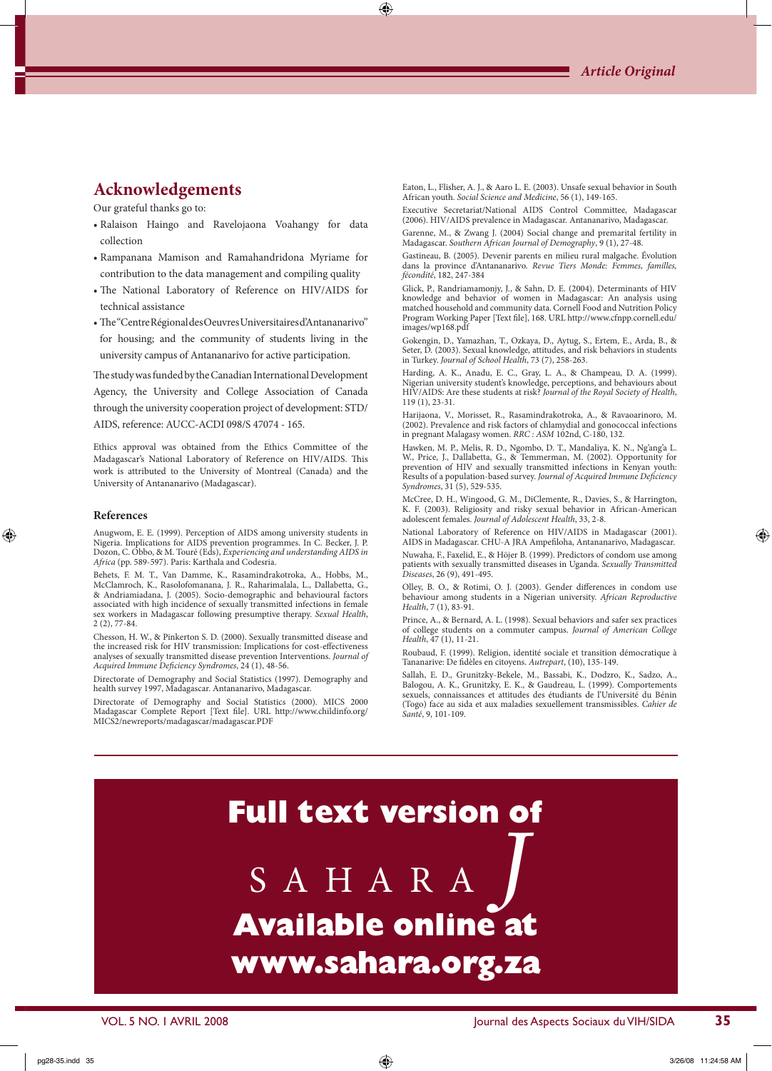## Acknowledgements

Our grateful thanks go to:

- Ralaison Haingo and Ravelojaona Voahangy for data collection
- Rampanana Mamison and Ramahandridona Myriame for contribution to the data management and compiling quality
- The National Laboratory of Reference on HIV/AIDS for technical assistance
- The "Centre Régional des Oeuvres Universitaires d'Antananarivo" for housing; and the community of students living in the university campus of Antananarivo for active participation.

The study was funded by the Canadian International Development Agency, the University and College Association of Canada through the university cooperation project of development: STD/AIDS, reference: AUCC-ACDI 098/S 47074 - 165.

Ethics approval was obtained from the Ethics Committee of the Madagascar's National Laboratory of Reference on HIV/AIDS. This work is attributed to the University of Montreal (Canada) and the University of Antananarivo (Madagascar).

### References

Angwom, E. E. (1999). Perception of AIDS among university students in Nigeria. Implications for AIDS prevention programmes. In C. Becker, J. P. Dozon, C. Obbo, & M. Touré (Eds), *Experiencing and understanding AIDS in Africa* (pp. 589-597). Paris: Karthala and Codesria.

Behets, F. M. T., Van Damme, K., Rasamindrakotroka, A., Hobbs, M., McClamroch, K., Rasolofomanana, J. R., Raharimalala, L., Dallabetta, G., & Andriamiadana, J. (2005). Socio-demographic and behavioural factors associated with high incidence of sexually transmitted infections in female sex workers in Madagascar following presumptive therapy. *Sexual Health*, 2 (2), 77-84.

Chesson, H. W., & Pinkerton S. D. (2000). Sexually transmitted disease and the increased risk for HIV transmission: Implications for cost-effectiveness analyses of sexually transmitted disease prevention Interventions. *Journal of Acquired Immune Deficiency Syndromes*, 24 (1), 48-56.

Directorate of Demography and Social Statistics (1997). Demography and health survey 1997, Madagascar. Antananarivo, Madagascar.

Directorate of Demography and Social Statistics (2000). MICS 2000 Madagascar Complete Report [Text file]. URL http://www.childinfo.org/MICS2/newreports/madagascar/madagascar.PDF

Eaton, L., Flisher, A. J., & Aaro L. E. (2003). Unsafe sexual behavior in South African youth. *Social Science and Medicine*, 56 (1), 149-165.

Executive Secretariat/National AIDS Control Committee, Madagascar (2006). HIV/AIDS prevalence in Madagascar. Antananarivo, Madagascar.

Garenne, M., & Zwang J. (2004) Social change and premarital fertility in Madagascar. *Southern African Journal of Demography*, 9 (1), 27-48.

Gastineau, B. (2005). Devenir parents en milieu rural malgache. Évolution dans la province d'Antananarivo. *Revue Tiers Monde: Femmes, familles, fécondité*, 182, 247-384

Glick, P., Randriamamonjy, J., & Sahn, D. E. (2004). Determinants of HIV knowledge and behavior of women in Madagascar: An analysis using matched household and community data. Cornell Food and Nutrition Policy Program Working Paper [Text file], 168. URL http://www.cfnpp.cornell.edu/images/wp168.pdf

Gokengin, D., Yamazhan, T., Ozkaya, D., Aytug, S., Ertem, E., Arda, B., & Seter, D. (2003). Sexual knowledge, attitudes, and risk behaviors in students in Turkey. *Journal of School Health*, 73 (7), 258-263.

Harding, A. K., Anadu, E. C., Gray, L. A., & Champeau, D. A. (1999). Nigerian university student's knowledge, perceptions, and behaviours about HIV/AIDS: Are these students at risk? *Journal of the Royal Society of Health*, 119 (1), 23-31.

Harijaona, V., Morisset, R., Rasamindrakotroka, A., & Ravaoarinoro, M. (2002). Prevalence and risk factors of chlamydial and gonococcal infections in pregnant Malagasy women. *RRC : ASM* 102nd, C-180, 132.

Hawken, M. P., Melis, R. D., Ngombo, D. T., Mandaliya, K. N., Ng'ang'a L. W., Price, J., Dallabetta, G., & Temmerman, M. (2002). Opportunity for prevention of HIV and sexually transmitted infections in Kenyan youth: Results of a population-based survey. *Journal of Acquired Immune Deficiency Syndromes*, 31 (5), 529-535.

McCree, D. H., Wingood, G. M., DiClemente, R., Davies, S., & Harrington, K. F. (2003). Religiosity and risky sexual behavior in African-American adolescent females. *Journal of Adolescent Health*, 33, 2-8.

National Laboratory of Reference on HIV/AIDS in Madagascar (2001). AIDS in Madagascar. CHU-A JRA Ampefiloha, Antananarivo, Madagascar.

Nuwaha, F., Faxelid, E., & Höjer B. (1999). Predictors of condom use among patients with sexually transmitted diseases in Uganda. *Sexually Transmitted Diseases*, 26 (9), 491-495.

Olley, B. O., & Rotimi, O. J. (2003). Gender differences in condom use behaviour among students in a Nigerian university. *African Reproductive Health*, 7 (1), 83-91.

Prince, A., & Bernard, A. L. (1998). Sexual behaviors and safer sex practices of college students on a commuter campus. *Journal of American College Health*, 47 (1), 11-21.

Roubaud, F. (1999). Religion, identité sociale et transition démocratique à Tananarive: De fidèles en citoyens. *Autrepart*, (10), 135-149.

Sallah, E. D., Grunitzky-Bekele, M., Bassabi, K., Dodzro, K., Sadzo, A., Balogou, A. K., Grunitzky, E. K., & Gaudreau, L. (1999). Comportements sexuels, connaissances et attitudes des étudiants de l'Université du Bénin (Togo) face au sida et aux maladies sexuellement transmissibles. *Cahier de Santé*, 9, 101-109.

**Full text version of SAHARA J**
**Available online at www.sahara.org.za**